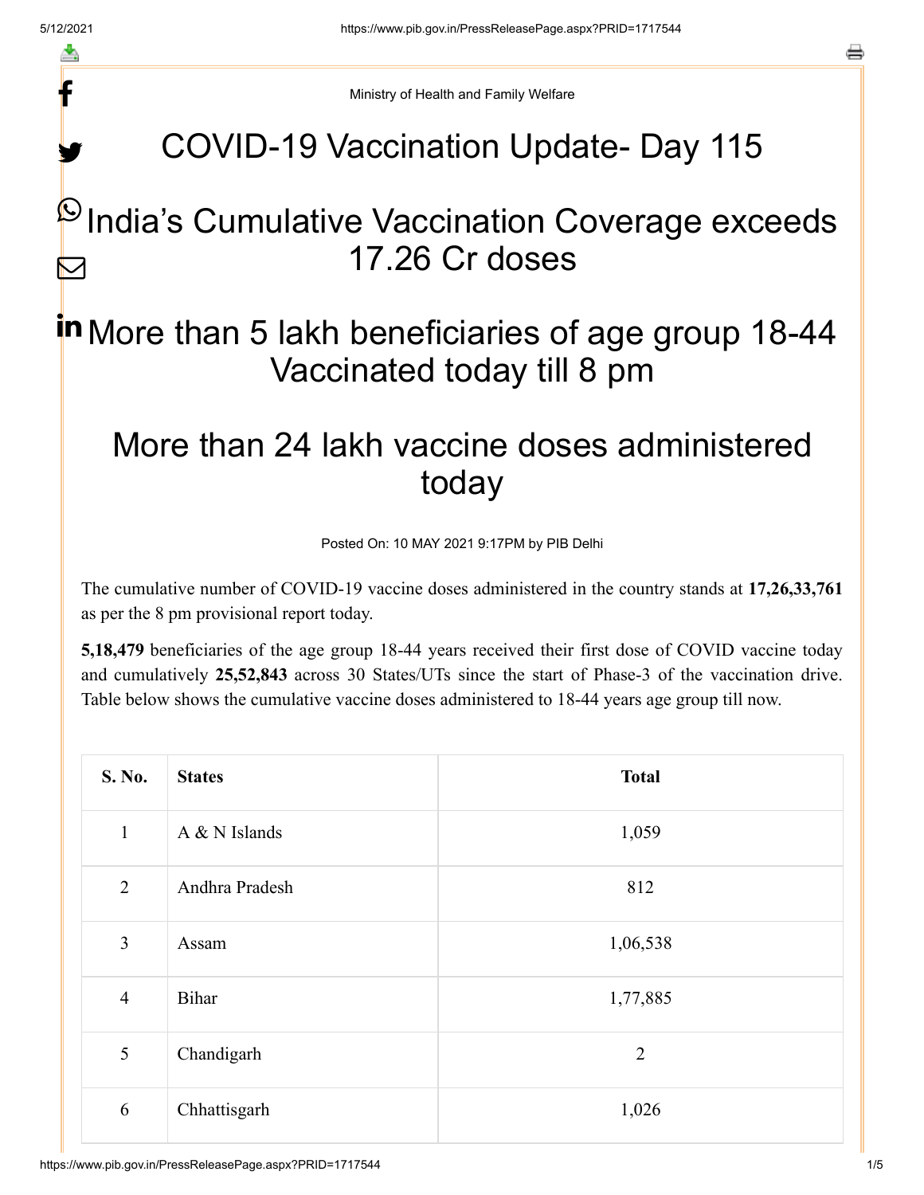Ministry of Health and Family Welfare

# COVID-19 Vaccination Update- Day 115

## India's Cumulative Vaccination Coverage exceeds 17.26 Cr doses

## More than 5 lakh beneficiaries of age group 18-44 Vaccinated today till 8 pm

## More than 24 lakh vaccine doses administered today

Posted On: 10 MAY 2021 9:17PM by PIB Delhi

The cumulative number of COVID-19 vaccine doses administered in the country stands at **17,26,33,761** as per the 8 pm provisional report today.

**5,18,479** beneficiaries of the age group 18-44 years received their first dose of COVID vaccine today and cumulatively **25,52,843** across 30 States/UTs since the start of Phase-3 of the vaccination drive. Table below shows the cumulative vaccine doses administered to 18-44 years age group till now.

| S. No. | States | Total |
|---|---|---|
| 1 | A & N Islands | 1,059 |
| 2 | Andhra Pradesh | 812 |
| 3 | Assam | 1,06,538 |
| 4 | Bihar | 1,77,885 |
| 5 | Chandigarh | 2 |
| 6 | Chhattisgarh | 1,026 |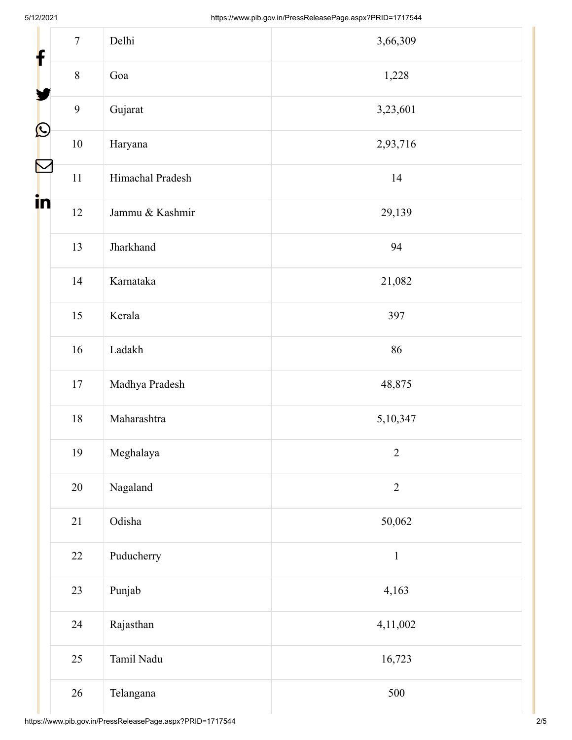| 7 | Delhi | 3,66,309 |
|---|---|---|
| 8 | Goa | 1,228 |
| 9 | Gujarat | 3,23,601 |
| 10 | Haryana | 2,93,716 |
| 11 | Himachal Pradesh | 14 |
| 12 | Jammu & Kashmir | 29,139 |
| 13 | Jharkhand | 94 |
| 14 | Karnataka | 21,082 |
| 15 | Kerala | 397 |
| 16 | Ladakh | 86 |
| 17 | Madhya Pradesh | 48,875 |
| 18 | Maharashtra | 5,10,347 |
| 19 | Meghalaya | 2 |
| 20 | Nagaland | 2 |
| 21 | Odisha | 50,062 |
| 22 | Puducherry | 1 |
| 23 | Punjab | 4,163 |
| 24 | Rajasthan | 4,11,002 |
| 25 | Tamil Nadu | 16,723 |
| 26 | Telangana | 500 |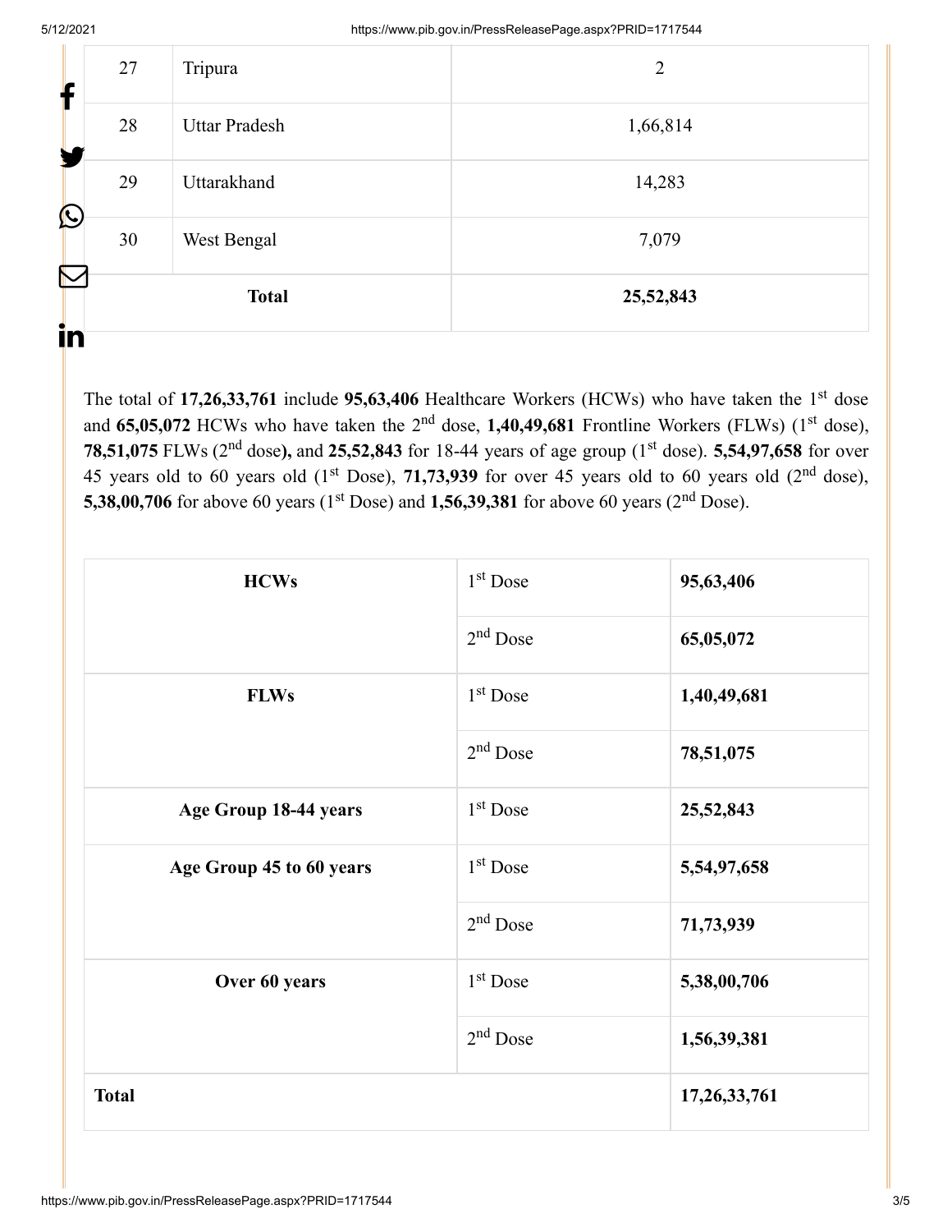| 27 | Tripura | 2 |
|---|---|---|
| 28 | Uttar Pradesh | 1,66,814 |
| 29 | Uttarakhand | 14,283 |
| 30 | West Bengal | 7,079 |
| | **Total** | **25,52,843** |

The total of **17,26,33,761** include **95,63,406** Healthcare Workers (HCWs) who have taken the 1st dose and **65,05,072** HCWs who have taken the 2nd dose, **1,40,49,681** Frontline Workers (FLWs) (1st dose), **78,51,075** FLWs (2nd dose**),** and **25,52,843** for 18-44 years of age group (1st dose). **5,54,97,658** for over 45 years old to 60 years old (1st Dose), **71,73,939** for over 45 years old to 60 years old (2nd dose), **5,38,00,706** for above 60 years (1st Dose) and **1,56,39,381** for above 60 years (2nd Dose).

| | | |
|---|---|---|
| **HCWs** | 1st Dose | **95,63,406** |
| | 2nd Dose | **65,05,072** |
| **FLWs** | 1st Dose | **1,40,49,681** |
| | 2nd Dose | **78,51,075** |
| **Age Group 18-44 years** | 1st Dose | **25,52,843** |
| **Age Group 45 to 60 years** | 1st Dose | **5,54,97,658** |
| | 2nd Dose | **71,73,939** |
| **Over 60 years** | 1st Dose | **5,38,00,706** |
| | 2nd Dose | **1,56,39,381** |
| **Total** | | **17,26,33,761** |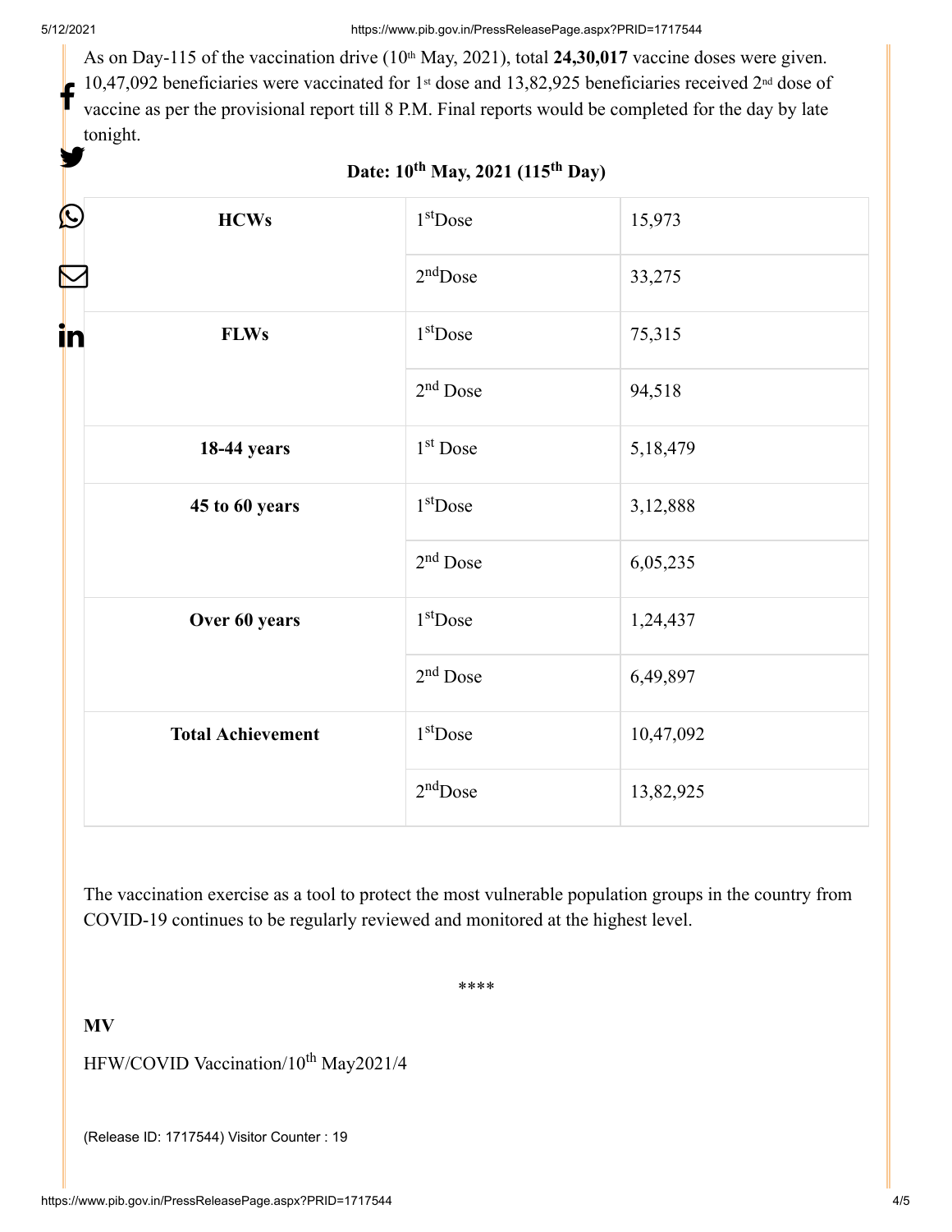As on Day-115 of the vaccination drive (10th May, 2021), total **24,30,017** vaccine doses were given. 10,47,092 beneficiaries were vaccinated for 1st dose and 13,82,925 beneficiaries received 2nd dose of vaccine as per the provisional report till 8 P.M. Final reports would be completed for the day by late tonight.

**Date: 10th May, 2021 (115th Day)**

| | | |
|---|---|---|
| **HCWs** | 1st Dose | 15,973 |
| | 2nd Dose | 33,275 |
| **FLWs** | 1st Dose | 75,315 |
| | 2nd Dose | 94,518 |
| **18-44 years** | 1st Dose | 5,18,479 |
| **45 to 60 years** | 1st Dose | 3,12,888 |
| | 2nd Dose | 6,05,235 |
| **Over 60 years** | 1st Dose | 1,24,437 |
| | 2nd Dose | 6,49,897 |
| **Total Achievement** | 1st Dose | 10,47,092 |
| | 2nd Dose | 13,82,925 |

The vaccination exercise as a tool to protect the most vulnerable population groups in the country from COVID-19 continues to be regularly reviewed and monitored at the highest level.

****

**MV**

HFW/COVID Vaccination/10th May2021/4

(Release ID: 1717544) Visitor Counter : 19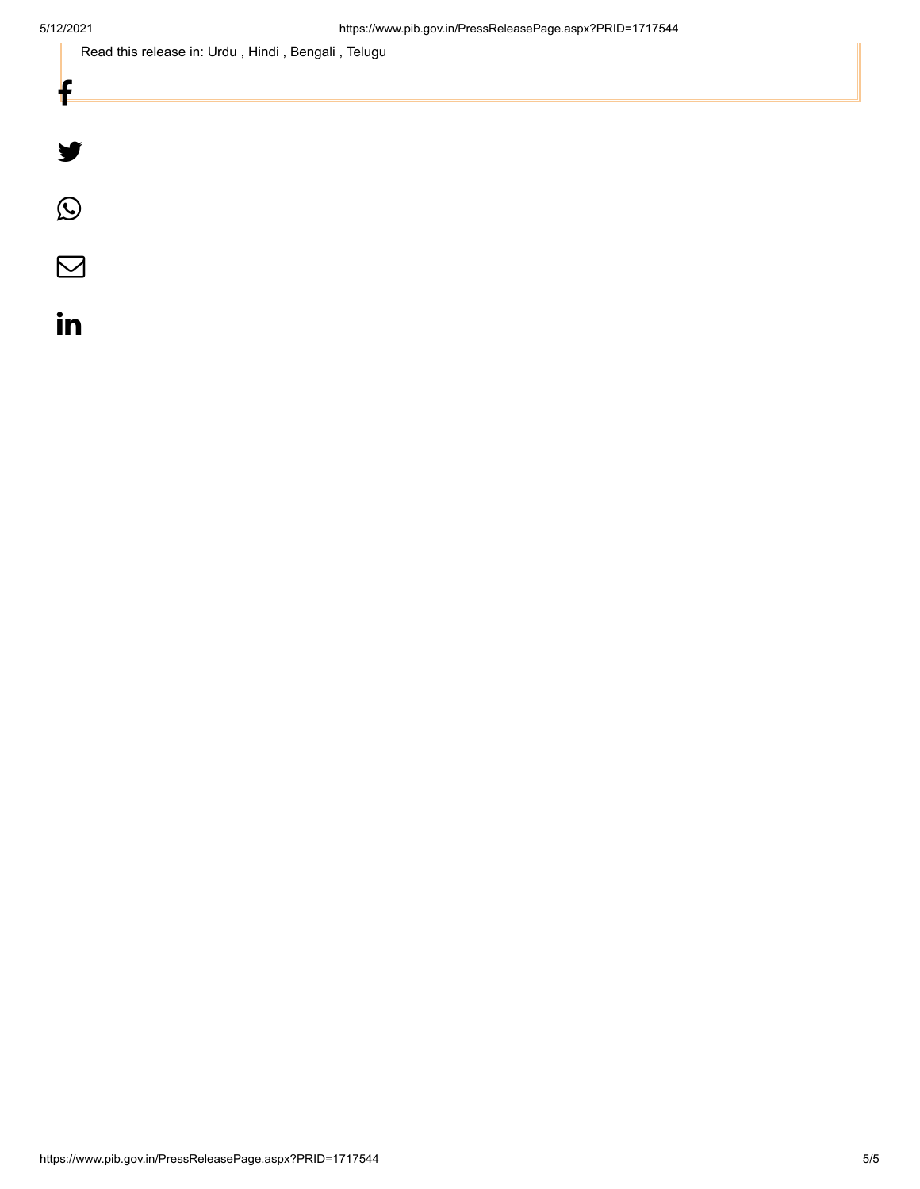Read this release in: Urdu , Hindi , Bengali , Telugu